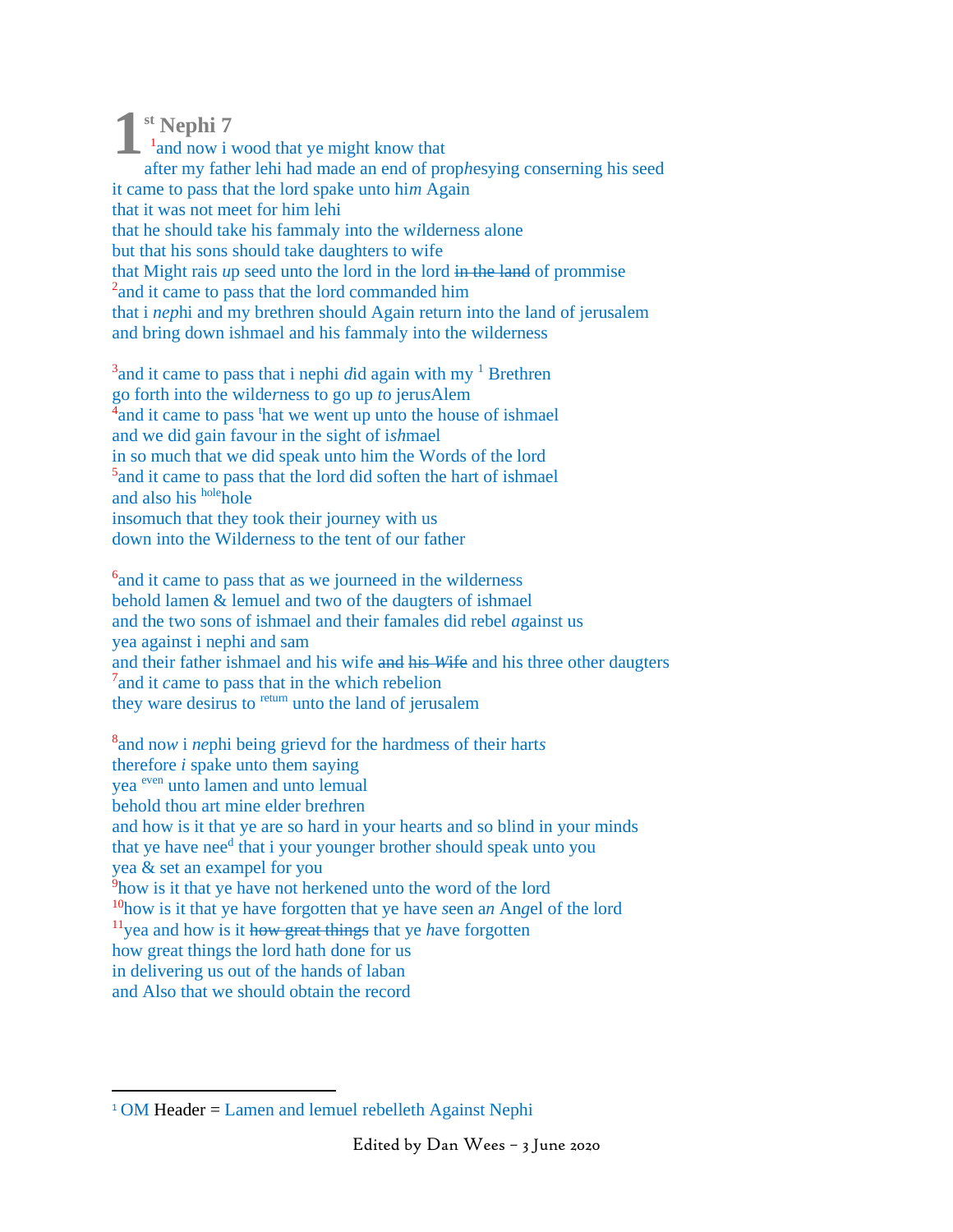# 1st Nephi 7

[1]and now i wood that ye might know that
after my father lehi had made an end of prop*h*esying conserning his seed
it came to pass that the lord spake unto hi*m* Again
that it was not meet for him lehi
that he should take his fammaly into the w*i*lderness alone
but that his sons should take daughters to wife
that Might rais *u*p seed unto the lord in the lord ~~in the land~~ of prommise
[2]and it came to pass that the lord commanded him
that i *nep*hi and my brethren should Again return into the land of jerusalem
and bring down ishmael and his fammaly into the wilderness

[3]and it came to pass that i nephi *d*id again with my [1] Brethren
go forth into the wild*e*rness to go up *t*o jeru*s*Alem
[4]and it came to pass ᵗhat we went up unto the house of ishmael
and we did gain favour in the sight of i*sh*mael
in so much that we did speak unto him the Words of the lord
[5]and it came to pass that the lord did soften the hart of ishmael
and also his [hole]hole
insomuch that they took their journey with us
down into the Wilderness to the tent of our father

[6]and it came to pass that as we journeed in the wilderness
behold lamen & lemuel and two of the daugters of ishmael
and the two sons of ishmael and their famales did rebel *a*gainst us
yea against i nephi and sam
and their father ishmael and his wife ~~and his *Wife*~~ and his three other daugters
[7]and it *c*ame to pass that in the whi*c*h rebelion
they ware desirus to [return] unto the land of jerusalem

[8]and no*w* i *ne*phi being grievd for the hardmess of their hart*s*
therefore *i* spake unto them saying
yea [even] unto lamen and unto lemual
behold thou art mine elder bre*t*hren
and how is it that ye are so hard in your hearts and so blind in your minds
that ye have nee[d] that i your younger brother should speak unto you
yea & set an exampel for you
[9]how is it that ye have not herkened unto the word of the lord
[10]how is it that ye have forgotten that ye have *s*een a*n* An*g*el of the lord
[11]yea and how is it ~~how great things~~ that ye *h*ave forgotten
how great things the lord hath done for us
in delivering us out of the hands of laban
and Also that we should obtain the record

---

[1] OM Header = Lamen and lemuel rebelleth Against Nephi

Edited by Dan Wees – 3 June 2020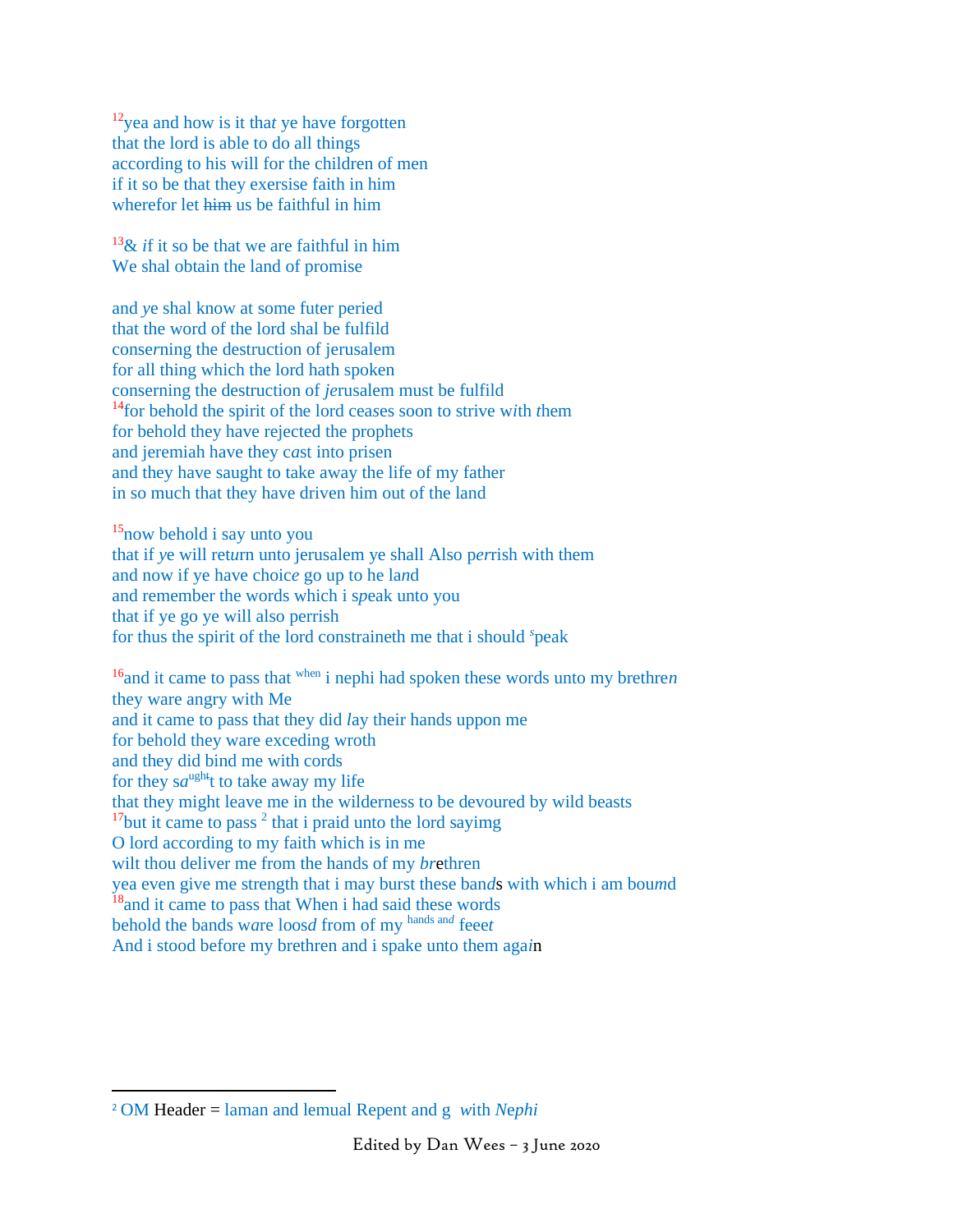[12]yea and how is it that ye have forgotten
that the lord is able to do all things
according to his will for the children of men
if it so be that they exersise faith in him
wherefor let ~~him~~ us be faithful in him

[13]& if it so be that we are faithful in him
We shal obtain the land of promise

and ye shal know at some futer peried
that the word of the lord shal be fulfild
conserning the destruction of jerusalem
for all thing which the lord hath spoken
conserning the destruction of jerusalem must be fulfild
[14]for behold the spirit of the lord ceases soon to strive with them
for behold they have rejected the prophets
and jeremiah have they cast into prisen
and they have saught to take away the life of my father
in so much that they have driven him out of the land

[15]now behold i say unto you
that if ye will return unto jerusalem ye shall Also perrish with them
and now if ye have choice go up to he land
and remember the words which i speak unto you
that if ye go ye will also perrish
for thus the spirit of the lord constraineth me that i should [s]peak

[16]and it came to pass that [when] i nephi had spoken these words unto my brethren
they ware angry with Me
and it came to pass that they did lay their hands uppon me
for behold they ware exceding wroth
and they did bind me with cords
for they sa[ught]t to take away my life
that they might leave me in the wilderness to be devoured by wild beasts
[17]but it came to pass [2] that i praid unto the lord sayimg
O lord according to my faith which is in me
wilt thou deliver me from the hands of my brethren
yea even give me strength that i may burst these bands with which i am boumd
[18]and it came to pass that When i had said these words
behold the bands ware loosd from of my [hands and] feeet
And i stood before my brethren and i spake unto them again

---

[2] OM Header = laman and lemual Repent and g with *Nephi*

Edited by Dan Wees – 3 June 2020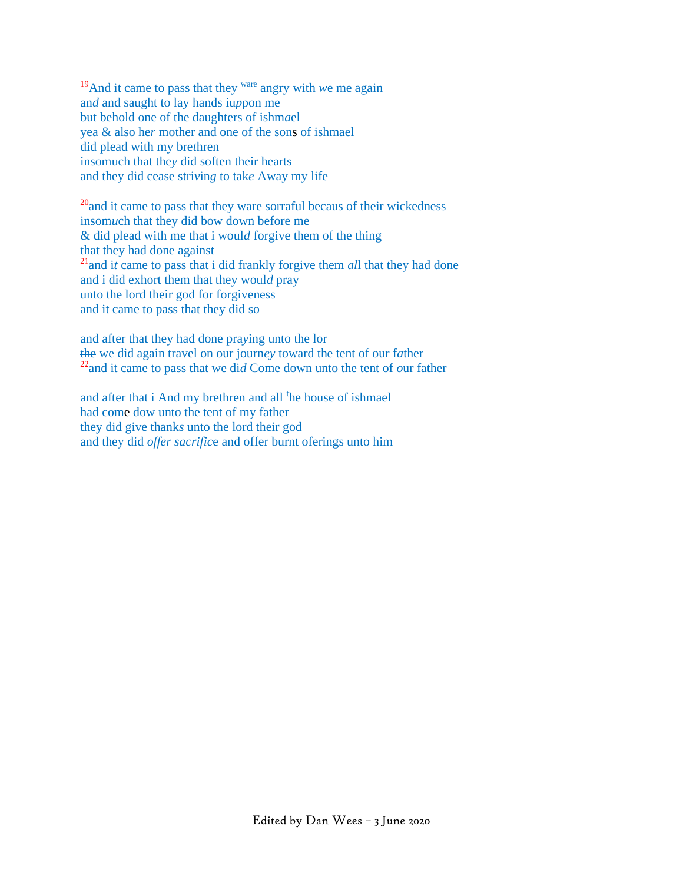[19]And it came to pass that they [ware] angry with ~~*we*~~ me again
~~an*d*~~ and saught to lay hands ~~i~~u*p*pon me
but behold one of the daughters of ishm*a*el
yea & also he*r* mother and one of the sons of ishmael
did plead with my bre*t*hren
insomuch that the*y* did soften their hearts
and they did cease stri*vi*n*g* to tak*e* Away my life

[20]and it came to pass that they ware sorraful becaus of their wickedness
insom*u*ch that they did bow down before me
& did plead with me that i woul*d* forgive them of the thing
that they had done against
[21]and i*t* came to pass that i did frankly forgive them *al*l that they had done
and i did exhort them that they woul*d* pray
unto the lord their god for forgiveness
and it came to pass that they did so

and after that they had done pra*y*ing unto the lor
~~the~~ we did again travel on our journ*ey* toward the tent of our f*a*ther
[22]and it came to pass that we di*d* Come down unto the tent of *o*ur father

and after that i And my brethren and all [t]he house of ishmael
had come dow unto the tent of my father
they did give thank*s* unto the lord their god
and they did *offer sacrific*e and offer burnt oferings unto him

Edited by Dan Wees – 3 June 2020